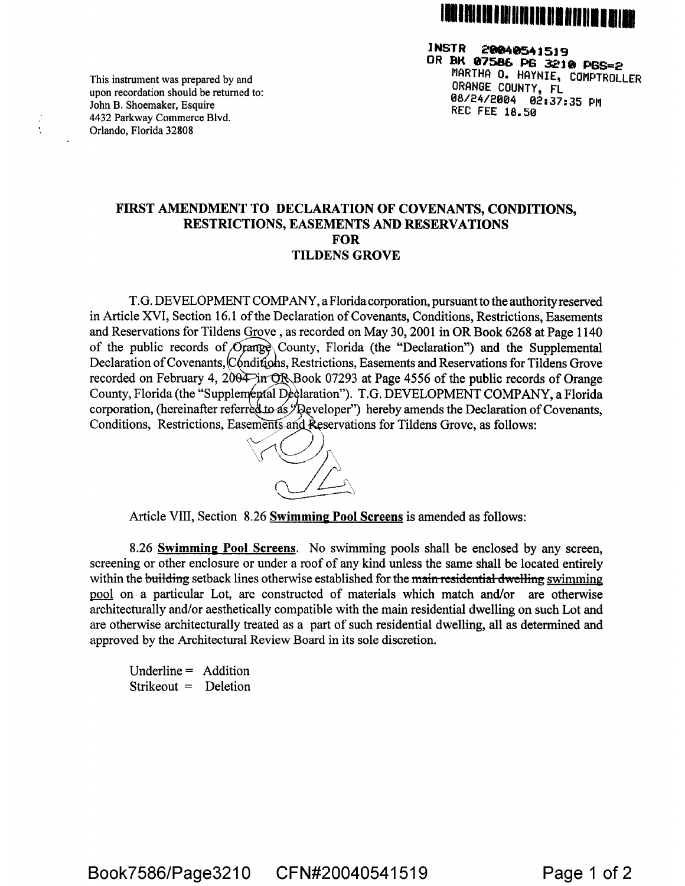INSTR 20040541519
OR BK 07586 PG 3210 PGS=2
MARTHA O. HAYNIE, COMPTROLLER
ORANGE COUNTY, FL
08/24/2004 02:37:35 PM
REC FEE 18.50

This instrument was prepared by and
upon recordation should be returned to:
John B. Shoemaker, Esquire
4432 Parkway Commerce Blvd.
Orlando, Florida 32808

## FIRST AMENDMENT TO DECLARATION OF COVENANTS, CONDITIONS, RESTRICTIONS, EASEMENTS AND RESERVATIONS FOR TILDENS GROVE

T.G. DEVELOPMENT COMPANY, a Florida corporation, pursuant to the authority reserved in Article XVI, Section 16.1 of the Declaration of Covenants, Conditions, Restrictions, Easements and Reservations for Tildens Grove, as recorded on May 30, 2001 in OR Book 6268 at Page 1140 of the public records of Orange County, Florida (the "Declaration") and the Supplemental Declaration of Covenants, Conditions, Restrictions, Easements and Reservations for Tildens Grove recorded on February 4, 2004 in OR Book 07293 at Page 4556 of the public records of Orange County, Florida (the "Supplemental Declaration"). T.G. DEVELOPMENT COMPANY, a Florida corporation, (hereinafter referred to as "Developer") hereby amends the Declaration of Covenants, Conditions, Restrictions, Easements and Reservations for Tildens Grove, as follows:

Article VIII, Section 8.26 **Swimming Pool Screens** is amended as follows:

8.26 **Swimming Pool Screens**. No swimming pools shall be enclosed by any screen, screening or other enclosure or under a roof of any kind unless the same shall be located entirely within the ~~building~~ setback lines otherwise established for the ~~main residential dwelling~~ <u>swimming pool</u> on a particular Lot, are constructed of materials which match and/or are otherwise architecturally and/or aesthetically compatible with the main residential dwelling on such Lot and are otherwise architecturally treated as a part of such residential dwelling, all as determined and approved by the Architectural Review Board in its sole discretion.

Underline = Addition
Strikeout = Deletion

Book7586/Page3210 CFN#20040541519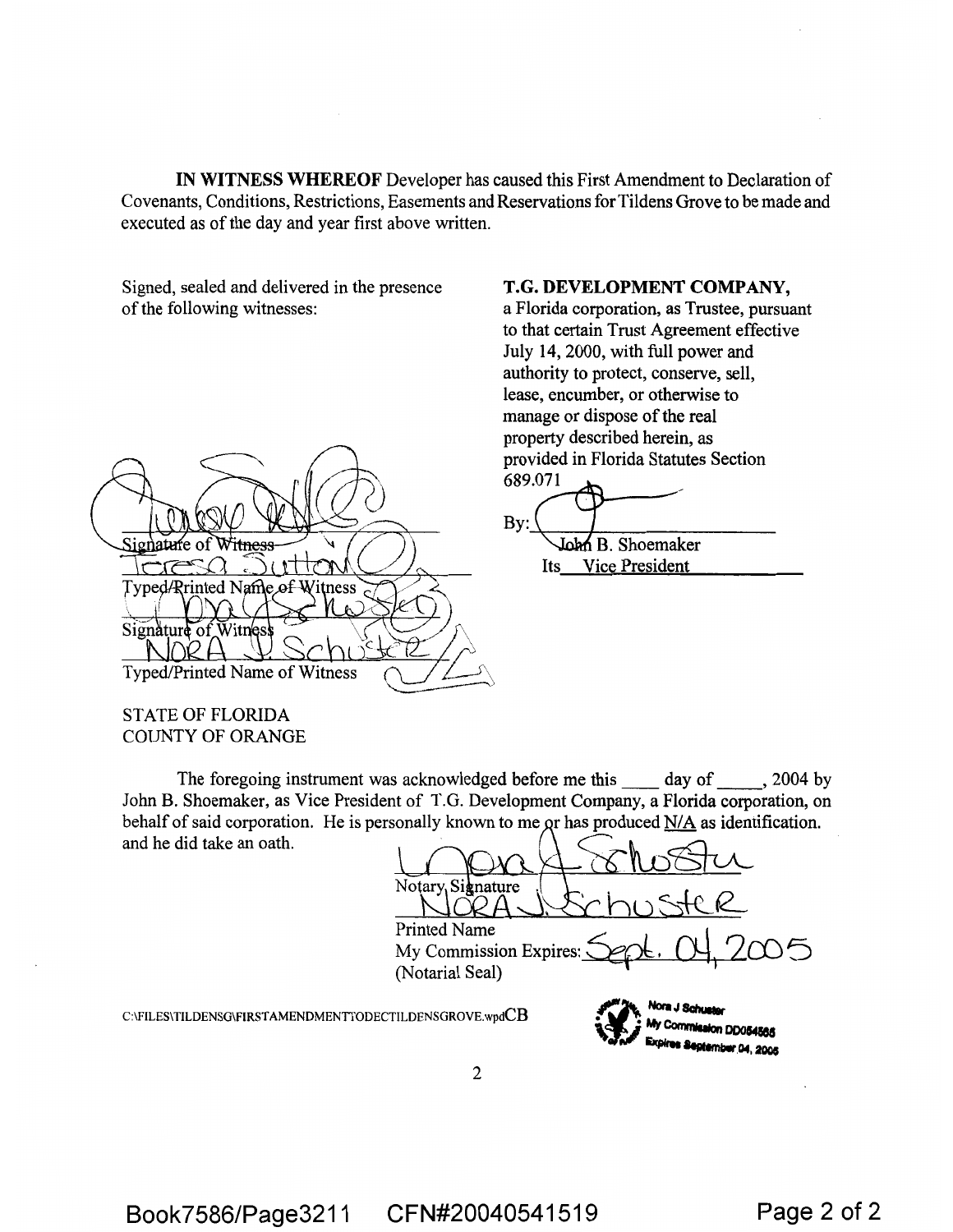**IN WITNESS WHEREOF** Developer has caused this First Amendment to Declaration of Covenants, Conditions, Restrictions, Easements and Reservations for Tildens Grove to be made and executed as of the day and year first above written.

Signed, sealed and delivered in the presence of the following witnesses:

**T.G. DEVELOPMENT COMPANY,**
a Florida corporation, as Trustee, pursuant to that certain Trust Agreement effective July 14, 2000, with full power and authority to protect, conserve, sell, lease, encumber, or otherwise to manage or dispose of the real property described herein, as provided in Florida Statutes Section 689.071

By: ______________________
John B. Shoemaker
Its Vice President

______________________
Signature of Witness
Teresa Sutton
Typed/Printed Name of Witness

______________________
Signature of Witness
NORA J. SCHUSTER
Typed/Printed Name of Witness

STATE OF FLORIDA
COUNTY OF ORANGE

The foregoing instrument was acknowledged before me this ____ day of _____, 2004 by John B. Shoemaker, as Vice President of T.G. Development Company, a Florida corporation, on behalf of said corporation. He is personally known to me or has produced N/A as identification. and he did take an oath.

______________________
Notary Signature
NORA J. SCHUSTER
Printed Name
My Commission Expires: Sept. 04, 2005
(Notarial Seal)

Nora J Schuster
My Commission DD054565
Expires September 04, 2005

C:\FILES\TILDENSG\FIRSTAMENDMENTTODECTILDENSGROVE.wpdCB

Book7586/Page3211 CFN#20040541519